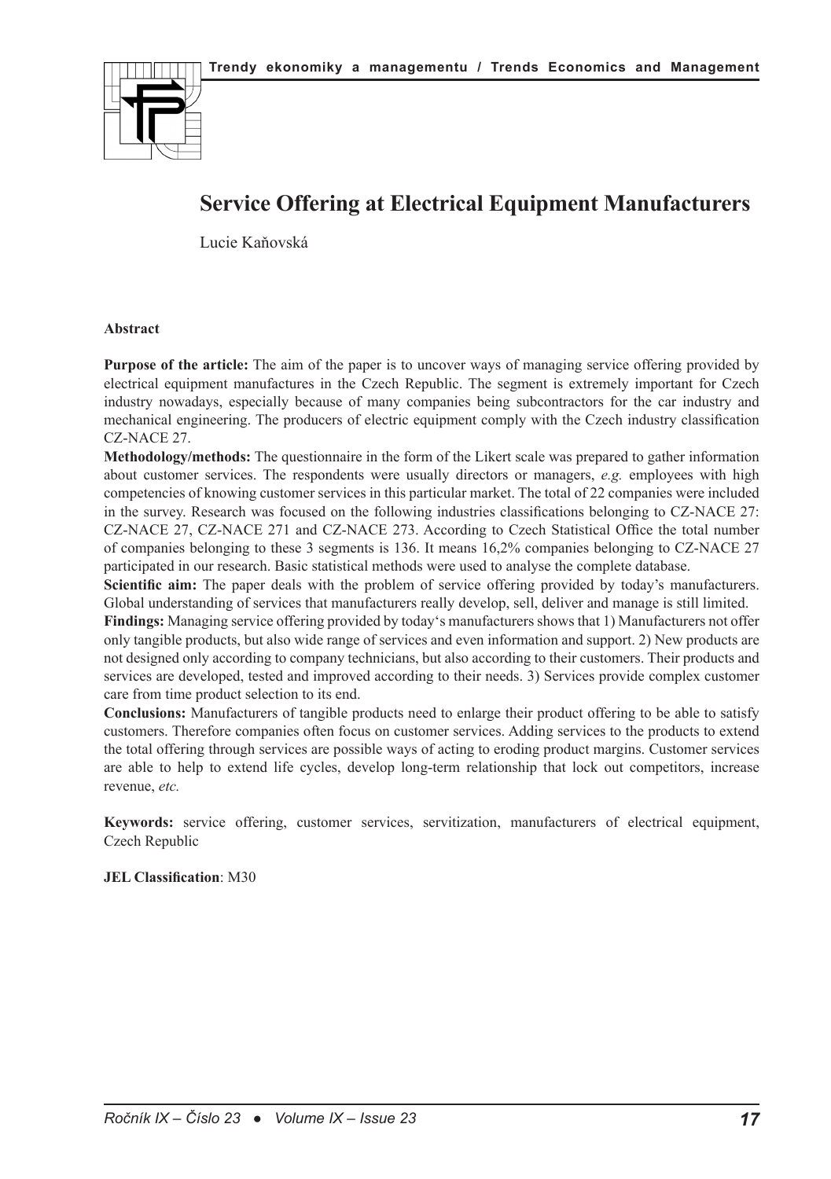# Service Offering at Electrical Equipment Manufacturers

Lucie Kaňovská

**Abstract**

**Purpose of the article:** The aim of the paper is to uncover ways of managing service offering provided by electrical equipment manufactures in the Czech Republic. The segment is extremely important for Czech industry nowadays, especially because of many companies being subcontractors for the car industry and mechanical engineering. The producers of electric equipment comply with the Czech industry classification CZ-NACE 27.

**Methodology/methods:** The questionnaire in the form of the Likert scale was prepared to gather information about customer services. The respondents were usually directors or managers, *e.g.* employees with high competencies of knowing customer services in this particular market. The total of 22 companies were included in the survey. Research was focused on the following industries classifications belonging to CZ-NACE 27: CZ-NACE 27, CZ-NACE 271 and CZ-NACE 273. According to Czech Statistical Office the total number of companies belonging to these 3 segments is 136. It means 16,2% companies belonging to CZ-NACE 27 participated in our research. Basic statistical methods were used to analyse the complete database.

**Scientific aim:** The paper deals with the problem of service offering provided by today's manufacturers. Global understanding of services that manufacturers really develop, sell, deliver and manage is still limited.

**Findings:** Managing service offering provided by today's manufacturers shows that 1) Manufacturers not offer only tangible products, but also wide range of services and even information and support. 2) New products are not designed only according to company technicians, but also according to their customers. Their products and services are developed, tested and improved according to their needs. 3) Services provide complex customer care from time product selection to its end.

**Conclusions:** Manufacturers of tangible products need to enlarge their product offering to be able to satisfy customers. Therefore companies often focus on customer services. Adding services to the products to extend the total offering through services are possible ways of acting to eroding product margins. Customer services are able to help to extend life cycles, develop long-term relationship that lock out competitors, increase revenue, *etc.*

**Keywords:** service offering, customer services, servitization, manufacturers of electrical equipment, Czech Republic

**JEL Classification**: M30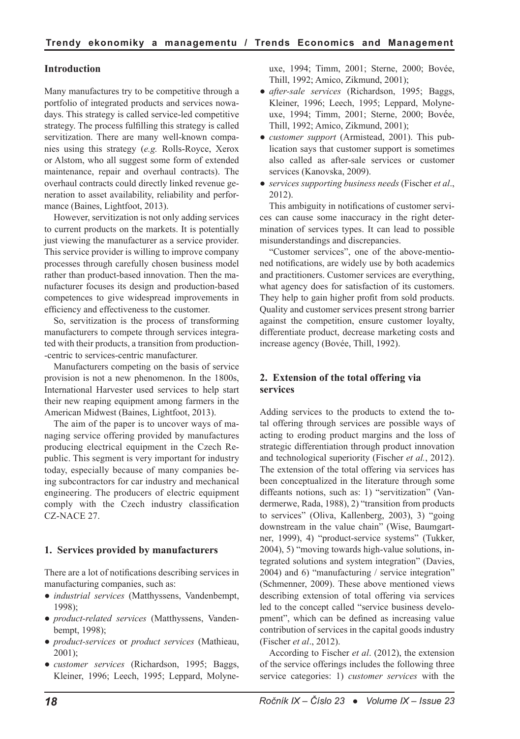## Introduction

Many manufactures try to be competitive through a portfolio of integrated products and services nowadays. This strategy is called service-led competitive strategy. The process fulfilling this strategy is called servitization. There are many well-known companies using this strategy (*e.g.* Rolls-Royce, Xerox or Alstom, who all suggest some form of extended maintenance, repair and overhaul contracts). The overhaul contracts could directly linked revenue generation to asset availability, reliability and performance (Baines, Lightfoot, 2013).

However, servitization is not only adding services to current products on the markets. It is potentially just viewing the manufacturer as a service provider. This service provider is willing to improve company processes through carefully chosen business model rather than product-based innovation. Then the manufacturer focuses its design and production-based competences to give widespread improvements in efficiency and effectiveness to the customer.

So, servitization is the process of transforming manufacturers to compete through services integrated with their products, a transition from production-centric to services-centric manufacturer.

Manufacturers competing on the basis of service provision is not a new phenomenon. In the 1800s, International Harvester used services to help start their new reaping equipment among farmers in the American Midwest (Baines, Lightfoot, 2013).

The aim of the paper is to uncover ways of managing service offering provided by manufactures producing electrical equipment in the Czech Republic. This segment is very important for industry today, especially because of many companies being subcontractors for car industry and mechanical engineering. The producers of electric equipment comply with the Czech industry classification CZ-NACE 27.

## 1. Services provided by manufacturers

There are a lot of notifications describing services in manufacturing companies, such as:

- *industrial services* (Matthyssens, Vandenbempt, 1998);
- *product-related services* (Matthyssens, Vandenbempt, 1998);
- *product-services* or *product services* (Mathieau, 2001);
- *customer services* (Richardson, 1995; Baggs, Kleiner, 1996; Leech, 1995; Leppard, Molyneuxe, 1994; Timm, 2001; Sterne, 2000; Bovée, Thill, 1992; Amico, Zikmund, 2001);
- *after-sale services* (Richardson, 1995; Baggs, Kleiner, 1996; Leech, 1995; Leppard, Molyneuxe, 1994; Timm, 2001; Sterne, 2000; Bovée, Thill, 1992; Amico, Zikmund, 2001);
- *customer support* (Armistead, 2001). This publication says that customer support is sometimes also called as after-sale services or customer services (Kanovska, 2009).
- *services supporting business needs* (Fischer *et al*., 2012).

This ambiguity in notifications of customer services can cause some inaccuracy in the right determination of services types. It can lead to possible misunderstandings and discrepancies.

"Customer services", one of the above-mentioned notifications, are widely use by both academics and practitioners. Customer services are everything, what agency does for satisfaction of its customers. They help to gain higher profit from sold products. Quality and customer services present strong barrier against the competition, ensure customer loyalty, differentiate product, decrease marketing costs and increase agency (Bovée, Thill, 1992).

## 2. Extension of the total offering via services

Adding services to the products to extend the total offering through services are possible ways of acting to eroding product margins and the loss of strategic differentiation through product innovation and technological superiority (Fischer *et al.*, 2012). The extension of the total offering via services has been conceptualized in the literature through some diffeants notions, such as: 1) "servitization" (Vandermerwe, Rada, 1988), 2) "transition from products to services" (Oliva, Kallenberg, 2003), 3) "going downstream in the value chain" (Wise, Baumgartner, 1999), 4) "product-service systems" (Tukker, 2004), 5) "moving towards high-value solutions, integrated solutions and system integration" (Davies, 2004) and 6) "manufacturing / service integration" (Schmenner, 2009). These above mentioned views describing extension of total offering via services led to the concept called "service business development", which can be defined as increasing value contribution of services in the capital goods industry (Fischer *et al*., 2012).

According to Fischer *et al*. (2012), the extension of the service offerings includes the following three service categories: 1) *customer services* with the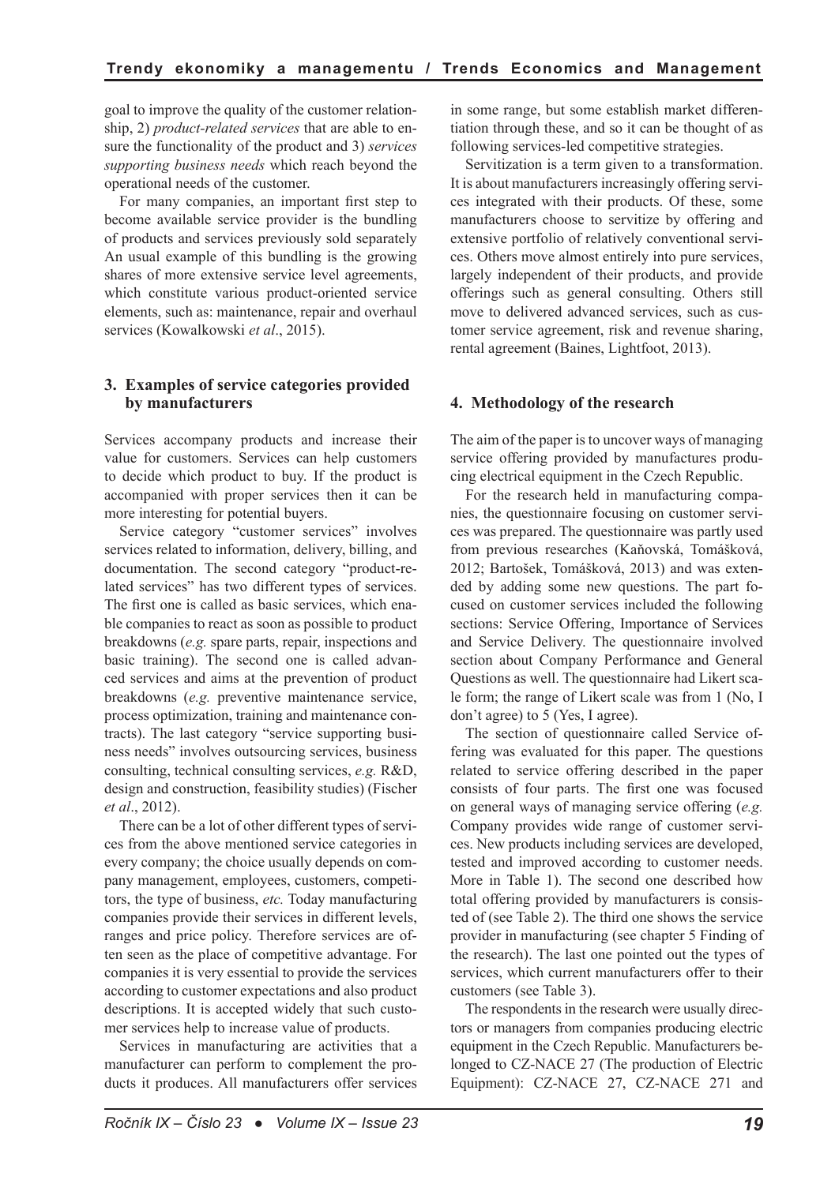goal to improve the quality of the customer relationship, 2) *product-related services* that are able to ensure the functionality of the product and 3) *services supporting business needs* which reach beyond the operational needs of the customer.

For many companies, an important first step to become available service provider is the bundling of products and services previously sold separately An usual example of this bundling is the growing shares of more extensive service level agreements, which constitute various product-oriented service elements, such as: maintenance, repair and overhaul services (Kowalkowski *et al*., 2015).

## 3. Examples of service categories provided by manufacturers

Services accompany products and increase their value for customers. Services can help customers to decide which product to buy. If the product is accompanied with proper services then it can be more interesting for potential buyers.

Service category "customer services" involves services related to information, delivery, billing, and documentation. The second category "product-related services" has two different types of services. The first one is called as basic services, which enable companies to react as soon as possible to product breakdowns (*e.g.* spare parts, repair, inspections and basic training). The second one is called advanced services and aims at the prevention of product breakdowns (*e.g.* preventive maintenance service, process optimization, training and maintenance contracts). The last category "service supporting business needs" involves outsourcing services, business consulting, technical consulting services, *e.g.* R&D, design and construction, feasibility studies) (Fischer *et al*., 2012).

There can be a lot of other different types of services from the above mentioned service categories in every company; the choice usually depends on company management, employees, customers, competitors, the type of business, *etc.* Today manufacturing companies provide their services in different levels, ranges and price policy. Therefore services are often seen as the place of competitive advantage. For companies it is very essential to provide the services according to customer expectations and also product descriptions. It is accepted widely that such customer services help to increase value of products.

Services in manufacturing are activities that a manufacturer can perform to complement the products it produces. All manufacturers offer services in some range, but some establish market differentiation through these, and so it can be thought of as following services-led competitive strategies.

Servitization is a term given to a transformation. It is about manufacturers increasingly offering services integrated with their products. Of these, some manufacturers choose to servitize by offering and extensive portfolio of relatively conventional services. Others move almost entirely into pure services, largely independent of their products, and provide offerings such as general consulting. Others still move to delivered advanced services, such as customer service agreement, risk and revenue sharing, rental agreement (Baines, Lightfoot, 2013).

## 4. Methodology of the research

The aim of the paper is to uncover ways of managing service offering provided by manufactures producing electrical equipment in the Czech Republic.

For the research held in manufacturing companies, the questionnaire focusing on customer services was prepared. The questionnaire was partly used from previous researches (Kaňovská, Tomášková, 2012; Bartošek, Tomášková, 2013) and was extended by adding some new questions. The part focused on customer services included the following sections: Service Offering, Importance of Services and Service Delivery. The questionnaire involved section about Company Performance and General Questions as well. The questionnaire had Likert scale form; the range of Likert scale was from 1 (No, I don't agree) to 5 (Yes, I agree).

The section of questionnaire called Service offering was evaluated for this paper. The questions related to service offering described in the paper consists of four parts. The first one was focused on general ways of managing service offering (*e.g.* Company provides wide range of customer services. New products including services are developed, tested and improved according to customer needs. More in Table 1). The second one described how total offering provided by manufacturers is consisted of (see Table 2). The third one shows the service provider in manufacturing (see chapter 5 Finding of the research). The last one pointed out the types of services, which current manufacturers offer to their customers (see Table 3).

The respondents in the research were usually directors or managers from companies producing electric equipment in the Czech Republic. Manufacturers belonged to CZ-NACE 27 (The production of Electric Equipment): CZ-NACE 27, CZ-NACE 271 and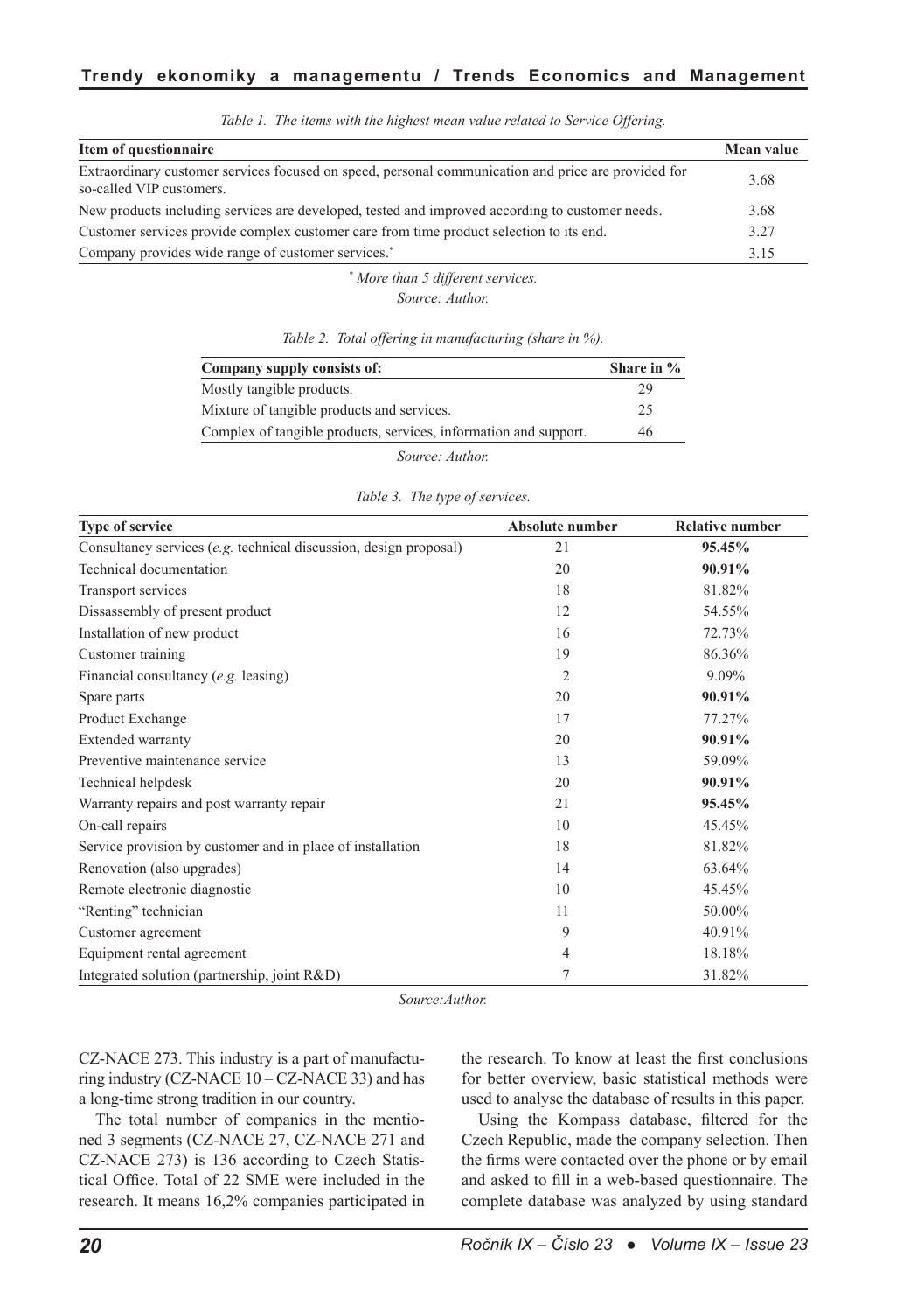*Table 1. The items with the highest mean value related to Service Offering.*

| Item of questionnaire | Mean value |
|---|---|
| Extraordinary customer services focused on speed, personal communication and price are provided for so-called VIP customers. | 3.68 |
| New products including services are developed, tested and improved according to customer needs. | 3.68 |
| Customer services provide complex customer care from time product selection to its end. | 3.27 |
| Company provides wide range of customer services.* | 3.15 |

*\* More than 5 different services.*

*Source: Author.*

*Table 2. Total offering in manufacturing (share in %).*

| Company supply consists of: | Share in % |
|---|---|
| Mostly tangible products. | 29 |
| Mixture of tangible products and services. | 25 |
| Complex of tangible products, services, information and support. | 46 |

*Source: Author.*

*Table 3. The type of services.*

| Type of service | Absolute number | Relative number |
|---|---|---|
| Consultancy services (*e.g.* technical discussion, design proposal) | 21 | **95.45%** |
| Technical documentation | 20 | **90.91%** |
| Transport services | 18 | 81.82% |
| Dissassembly of present product | 12 | 54.55% |
| Installation of new product | 16 | 72.73% |
| Customer training | 19 | 86.36% |
| Financial consultancy (*e.g.* leasing) | 2 | 9.09% |
| Spare parts | 20 | **90.91%** |
| Product Exchange | 17 | 77.27% |
| Extended warranty | 20 | **90.91%** |
| Preventive maintenance service | 13 | 59.09% |
| Technical helpdesk | 20 | **90.91%** |
| Warranty repairs and post warranty repair | 21 | **95.45%** |
| On-call repairs | 10 | 45.45% |
| Service provision by customer and in place of installation | 18 | 81.82% |
| Renovation (also upgrades) | 14 | 63.64% |
| Remote electronic diagnostic | 10 | 45.45% |
| "Renting" technician | 11 | 50.00% |
| Customer agreement | 9 | 40.91% |
| Equipment rental agreement | 4 | 18.18% |
| Integrated solution (partnership, joint R&D) | 7 | 31.82% |

*Source:Author.*

CZ-NACE 273. This industry is a part of manufacturing industry (CZ-NACE 10 – CZ-NACE 33) and has a long-time strong tradition in our country.

The total number of companies in the mentioned 3 segments (CZ-NACE 27, CZ-NACE 271 and CZ-NACE 273) is 136 according to Czech Statistical Office. Total of 22 SME were included in the research. It means 16,2% companies participated in the research. To know at least the first conclusions for better overview, basic statistical methods were used to analyse the database of results in this paper.

Using the Kompass database, filtered for the Czech Republic, made the company selection. Then the firms were contacted over the phone or by email and asked to fill in a web-based questionnaire. The complete database was analyzed by using standard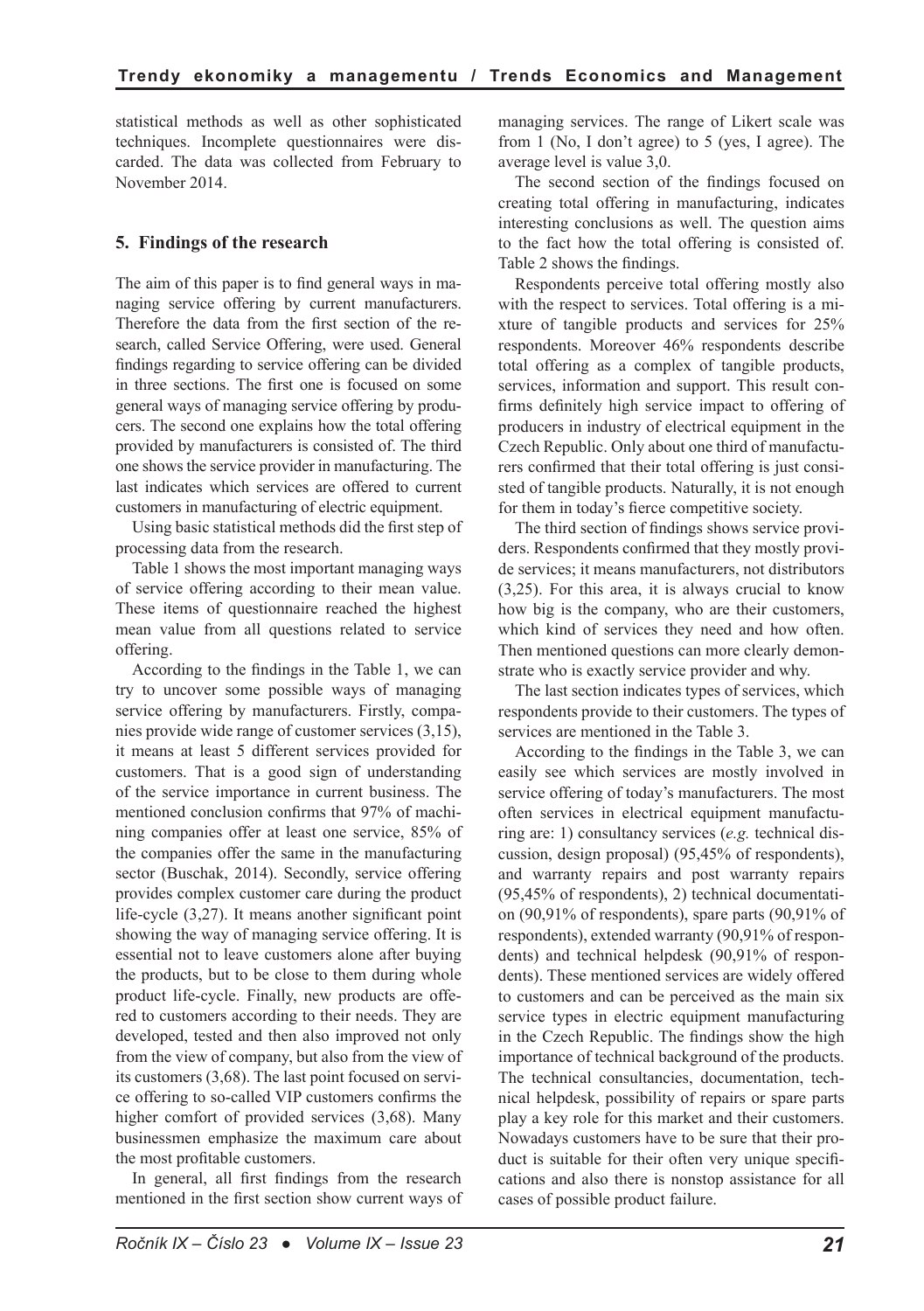statistical methods as well as other sophisticated techniques. Incomplete questionnaires were discarded. The data was collected from February to November 2014.

## 5. Findings of the research

The aim of this paper is to find general ways in managing service offering by current manufacturers. Therefore the data from the first section of the research, called Service Offering, were used. General findings regarding to service offering can be divided in three sections. The first one is focused on some general ways of managing service offering by producers. The second one explains how the total offering provided by manufacturers is consisted of. The third one shows the service provider in manufacturing. The last indicates which services are offered to current customers in manufacturing of electric equipment.

Using basic statistical methods did the first step of processing data from the research.

Table 1 shows the most important managing ways of service offering according to their mean value. These items of questionnaire reached the highest mean value from all questions related to service offering.

According to the findings in the Table 1, we can try to uncover some possible ways of managing service offering by manufacturers. Firstly, companies provide wide range of customer services (3,15), it means at least 5 different services provided for customers. That is a good sign of understanding of the service importance in current business. The mentioned conclusion confirms that 97% of machining companies offer at least one service, 85% of the companies offer the same in the manufacturing sector (Buschak, 2014). Secondly, service offering provides complex customer care during the product life-cycle (3,27). It means another significant point showing the way of managing service offering. It is essential not to leave customers alone after buying the products, but to be close to them during whole product life-cycle. Finally, new products are offered to customers according to their needs. They are developed, tested and then also improved not only from the view of company, but also from the view of its customers (3,68). The last point focused on service offering to so-called VIP customers confirms the higher comfort of provided services (3,68). Many businessmen emphasize the maximum care about the most profitable customers.

In general, all first findings from the research mentioned in the first section show current ways of managing services. The range of Likert scale was from 1 (No, I don't agree) to 5 (yes, I agree). The average level is value 3,0.

The second section of the findings focused on creating total offering in manufacturing, indicates interesting conclusions as well. The question aims to the fact how the total offering is consisted of. Table 2 shows the findings.

Respondents perceive total offering mostly also with the respect to services. Total offering is a mixture of tangible products and services for 25% respondents. Moreover 46% respondents describe total offering as a complex of tangible products, services, information and support. This result confirms definitely high service impact to offering of producers in industry of electrical equipment in the Czech Republic. Only about one third of manufacturers confirmed that their total offering is just consisted of tangible products. Naturally, it is not enough for them in today's fierce competitive society.

The third section of findings shows service providers. Respondents confirmed that they mostly provide services; it means manufacturers, not distributors (3,25). For this area, it is always crucial to know how big is the company, who are their customers, which kind of services they need and how often. Then mentioned questions can more clearly demonstrate who is exactly service provider and why.

The last section indicates types of services, which respondents provide to their customers. The types of services are mentioned in the Table 3.

According to the findings in the Table 3, we can easily see which services are mostly involved in service offering of today's manufacturers. The most often services in electrical equipment manufacturing are: 1) consultancy services (*e.g.* technical discussion, design proposal) (95,45% of respondents), and warranty repairs and post warranty repairs (95,45% of respondents), 2) technical documentation (90,91% of respondents), spare parts (90,91% of respondents), extended warranty (90,91% of respondents) and technical helpdesk (90,91% of respondents). These mentioned services are widely offered to customers and can be perceived as the main six service types in electric equipment manufacturing in the Czech Republic. The findings show the high importance of technical background of the products. The technical consultancies, documentation, technical helpdesk, possibility of repairs or spare parts play a key role for this market and their customers. Nowadays customers have to be sure that their product is suitable for their often very unique specifications and also there is nonstop assistance for all cases of possible product failure.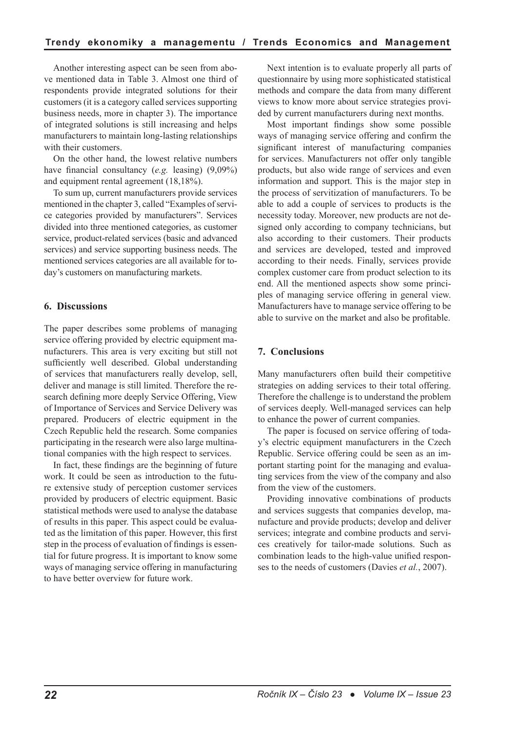Another interesting aspect can be seen from above mentioned data in Table 3. Almost one third of respondents provide integrated solutions for their customers (it is a category called services supporting business needs, more in chapter 3). The importance of integrated solutions is still increasing and helps manufacturers to maintain long-lasting relationships with their customers.

On the other hand, the lowest relative numbers have financial consultancy (*e.g.* leasing) (9,09%) and equipment rental agreement (18,18%).

To sum up, current manufacturers provide services mentioned in the chapter 3, called "Examples of service categories provided by manufacturers". Services divided into three mentioned categories, as customer service, product-related services (basic and advanced services) and service supporting business needs. The mentioned services categories are all available for today's customers on manufacturing markets.

## 6. Discussions

The paper describes some problems of managing service offering provided by electric equipment manufacturers. This area is very exciting but still not sufficiently well described. Global understanding of services that manufacturers really develop, sell, deliver and manage is still limited. Therefore the research defining more deeply Service Offering, View of Importance of Services and Service Delivery was prepared. Producers of electric equipment in the Czech Republic held the research. Some companies participating in the research were also large multinational companies with the high respect to services.

In fact, these findings are the beginning of future work. It could be seen as introduction to the future extensive study of perception customer services provided by producers of electric equipment. Basic statistical methods were used to analyse the database of results in this paper. This aspect could be evaluated as the limitation of this paper. However, this first step in the process of evaluation of findings is essential for future progress. It is important to know some ways of managing service offering in manufacturing to have better overview for future work.

Next intention is to evaluate properly all parts of questionnaire by using more sophisticated statistical methods and compare the data from many different views to know more about service strategies provided by current manufacturers during next months.

Most important findings show some possible ways of managing service offering and confirm the significant interest of manufacturing companies for services. Manufacturers not offer only tangible products, but also wide range of services and even information and support. This is the major step in the process of servitization of manufacturers. To be able to add a couple of services to products is the necessity today. Moreover, new products are not designed only according to company technicians, but also according to their customers. Their products and services are developed, tested and improved according to their needs. Finally, services provide complex customer care from product selection to its end. All the mentioned aspects show some principles of managing service offering in general view. Manufacturers have to manage service offering to be able to survive on the market and also be profitable.

## 7. Conclusions

Many manufacturers often build their competitive strategies on adding services to their total offering. Therefore the challenge is to understand the problem of services deeply. Well-managed services can help to enhance the power of current companies.

The paper is focused on service offering of today's electric equipment manufacturers in the Czech Republic. Service offering could be seen as an important starting point for the managing and evaluating services from the view of the company and also from the view of the customers.

Providing innovative combinations of products and services suggests that companies develop, manufacture and provide products; develop and deliver services; integrate and combine products and services creatively for tailor-made solutions. Such as combination leads to the high-value unified responses to the needs of customers (Davies *et al.*, 2007).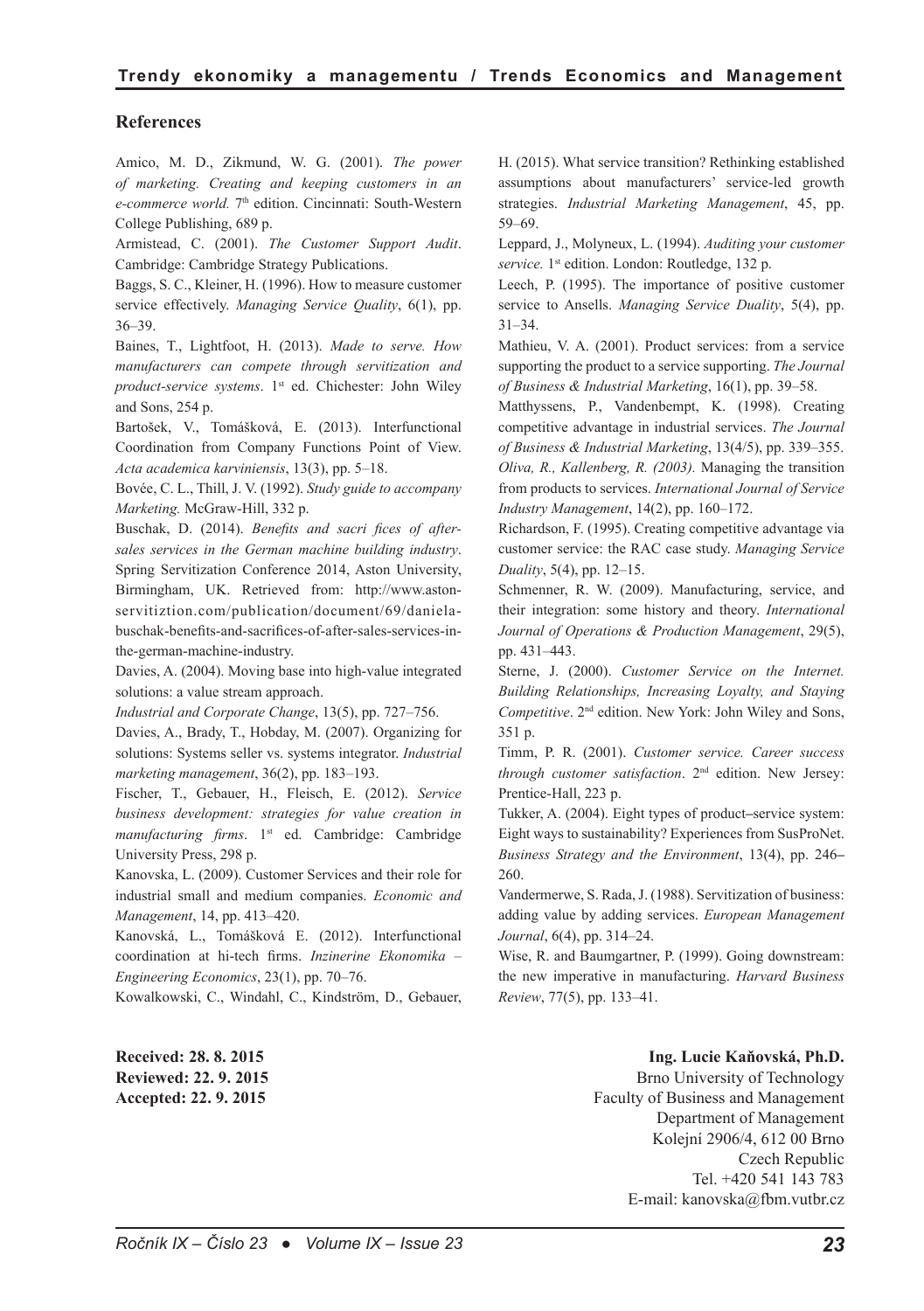## References

Amico, M. D., Zikmund, W. G. (2001). *The power of marketing. Creating and keeping customers in an e-commerce world.* 7th edition. Cincinnati: South-Western College Publishing, 689 p.

Armistead, C. (2001). *The Customer Support Audit*. Cambridge: Cambridge Strategy Publications.

Baggs, S. C., Kleiner, H. (1996). How to measure customer service effectively. *Managing Service Quality*, 6(1), pp. 36–39.

Baines, T., Lightfoot, H. (2013). *Made to serve. How manufacturers can compete through servitization and product-service systems*. 1st ed. Chichester: John Wiley and Sons, 254 p.

Bartošek, V., Tomášková, E. (2013). Interfunctional Coordination from Company Functions Point of View. *Acta academica karviniensis*, 13(3), pp. 5–18.

Bovée, C. L., Thill, J. V. (1992). *Study guide to accompany Marketing.* McGraw-Hill, 332 p.

Buschak, D. (2014). *Benefits and sacri fices of after-sales services in the German machine building industry*. Spring Servitization Conference 2014, Aston University, Birmingham, UK. Retrieved from: http://www.aston-servitiztion.com/publication/document/69/daniela-buschak-benefits-and-sacrifices-of-after-sales-services-in-the-german-machine-industry.

Davies, A. (2004). Moving base into high-value integrated solutions: a value stream approach.

*Industrial and Corporate Change*, 13(5), pp. 727–756.

Davies, A., Brady, T., Hobday, M. (2007). Organizing for solutions: Systems seller vs. systems integrator. *Industrial marketing management*, 36(2), pp. 183–193.

Fischer, T., Gebauer, H., Fleisch, E. (2012). *Service business development: strategies for value creation in manufacturing firms*. 1st ed. Cambridge: Cambridge University Press, 298 p.

Kanovska, L. (2009). Customer Services and their role for industrial small and medium companies. *Economic and Management*, 14, pp. 413–420.

Kanovská, L., Tomášková E. (2012). Interfunctional coordination at hi-tech firms. *Inzinerine Ekonomika – Engineering Economics*, 23(1), pp. 70–76.

Kowalkowski, C., Windahl, C., Kindström, D., Gebauer, H. (2015). What service transition? Rethinking established assumptions about manufacturers' service-led growth strategies. *Industrial Marketing Management*, 45, pp. 59–69.

Leppard, J., Molyneux, L. (1994). *Auditing your customer service.* 1st edition. London: Routledge, 132 p.

Leech, P. (1995). The importance of positive customer service to Ansells. *Managing Service Duality*, 5(4), pp. 31–34.

Mathieu, V. A. (2001). Product services: from a service supporting the product to a service supporting. *The Journal of Business & Industrial Marketing*, 16(1), pp. 39–58.

Matthyssens, P., Vandenbempt, K. (1998). Creating competitive advantage in industrial services. *The Journal of Business & Industrial Marketing*, 13(4/5), pp. 339–355.

*Oliva, R., Kallenberg, R. (2003).* Managing the transition from products to services. *International Journal of Service Industry Management*, 14(2), pp. 160–172.

Richardson, F. (1995). Creating competitive advantage via customer service: the RAC case study. *Managing Service Duality*, 5(4), pp. 12–15.

Schmenner, R. W. (2009). Manufacturing, service, and their integration: some history and theory. *International Journal of Operations & Production Management*, 29(5), pp. 431–443.

Sterne, J. (2000). *Customer Service on the Internet. Building Relationships, Increasing Loyalty, and Staying Competitive*. 2nd edition. New York: John Wiley and Sons, 351 p.

Timm, P. R. (2001). *Customer service. Career success through customer satisfaction*. 2nd edition. New Jersey: Prentice-Hall, 223 p.

Tukker, A. (2004). Eight types of product–service system: Eight ways to sustainability? Experiences from SusProNet. *Business Strategy and the Environment*, 13(4), pp. 246–260.

Vandermerwe, S. Rada, J. (1988). Servitization of business: adding value by adding services. *European Management Journal*, 6(4), pp. 314–24.

Wise, R. and Baumgartner, P. (1999). Going downstream: the new imperative in manufacturing. *Harvard Business Review*, 77(5), pp. 133–41.

**Received: 28. 8. 2015**
**Reviewed: 22. 9. 2015**
**Accepted: 22. 9. 2015**

**Ing. Lucie Kaňovská, Ph.D.**
Brno University of Technology
Faculty of Business and Management
Department of Management
Kolejní 2906/4, 612 00 Brno
Czech Republic
Tel. +420 541 143 783
E-mail: kanovska@fbm.vutbr.cz